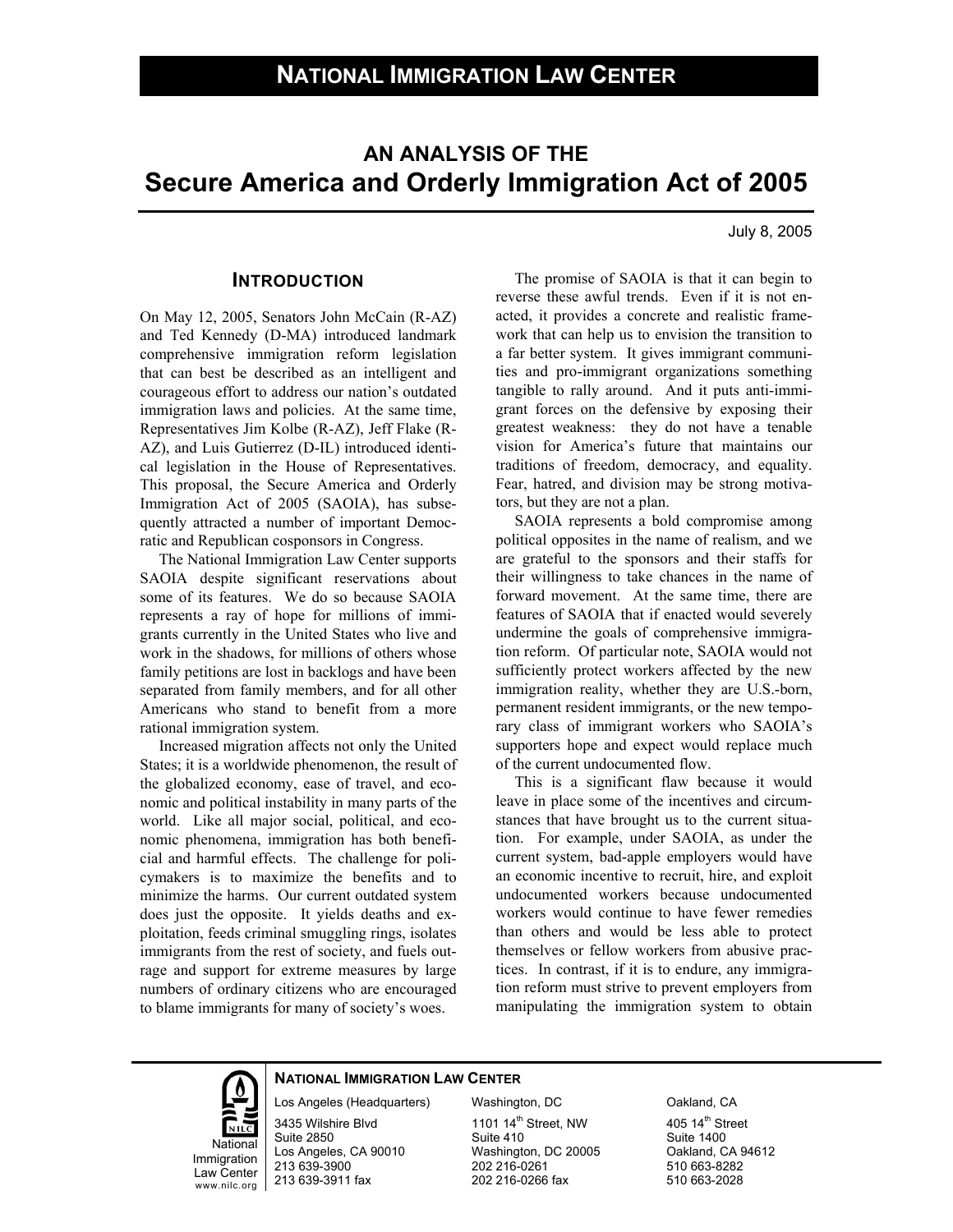# NATIONAL IMMIGRATION LAW CENTER

## AN ANALYSIS OF THE
## Secure America and Orderly Immigration Act of 2005

July 8, 2005

### INTRODUCTION

On May 12, 2005, Senators John McCain (R-AZ) and Ted Kennedy (D-MA) introduced landmark comprehensive immigration reform legislation that can best be described as an intelligent and courageous effort to address our nation's outdated immigration laws and policies. At the same time, Representatives Jim Kolbe (R-AZ), Jeff Flake (R-AZ), and Luis Gutierrez (D-IL) introduced identical legislation in the House of Representatives. This proposal, the Secure America and Orderly Immigration Act of 2005 (SAOIA), has subsequently attracted a number of important Democratic and Republican cosponsors in Congress.

The National Immigration Law Center supports SAOIA despite significant reservations about some of its features. We do so because SAOIA represents a ray of hope for millions of immigrants currently in the United States who live and work in the shadows, for millions of others whose family petitions are lost in backlogs and have been separated from family members, and for all other Americans who stand to benefit from a more rational immigration system.

Increased migration affects not only the United States; it is a worldwide phenomenon, the result of the globalized economy, ease of travel, and economic and political instability in many parts of the world. Like all major social, political, and economic phenomena, immigration has both beneficial and harmful effects. The challenge for policymakers is to maximize the benefits and to minimize the harms. Our current outdated system does just the opposite. It yields deaths and exploitation, feeds criminal smuggling rings, isolates immigrants from the rest of society, and fuels outrage and support for extreme measures by large numbers of ordinary citizens who are encouraged to blame immigrants for many of society's woes.

The promise of SAOIA is that it can begin to reverse these awful trends. Even if it is not enacted, it provides a concrete and realistic framework that can help us to envision the transition to a far better system. It gives immigrant communities and pro-immigrant organizations something tangible to rally around. And it puts anti-immigrant forces on the defensive by exposing their greatest weakness: they do not have a tenable vision for America's future that maintains our traditions of freedom, democracy, and equality. Fear, hatred, and division may be strong motivators, but they are not a plan.

SAOIA represents a bold compromise among political opposites in the name of realism, and we are grateful to the sponsors and their staffs for their willingness to take chances in the name of forward movement. At the same time, there are features of SAOIA that if enacted would severely undermine the goals of comprehensive immigration reform. Of particular note, SAOIA would not sufficiently protect workers affected by the new immigration reality, whether they are U.S.-born, permanent resident immigrants, or the new temporary class of immigrant workers who SAOIA's supporters hope and expect would replace much of the current undocumented flow.

This is a significant flaw because it would leave in place some of the incentives and circumstances that have brought us to the current situation. For example, under SAOIA, as under the current system, bad-apple employers would have an economic incentive to recruit, hire, and exploit undocumented workers because undocumented workers would continue to have fewer remedies than others and would be less able to protect themselves or fellow workers from abusive practices. In contrast, if it is to endure, any immigration reform must strive to prevent employers from manipulating the immigration system to obtain

**NATIONAL IMMIGRATION LAW CENTER**

National Immigration Law Center
www.nilc.org

| Los Angeles (Headquarters) | Washington, DC | Oakland, CA |
|---|---|---|
| 3435 Wilshire Blvd | 1101 14th Street, NW | 405 14th Street |
| Suite 2850 | Suite 410 | Suite 1400 |
| Los Angeles, CA 90010 | Washington, DC 20005 | Oakland, CA 94612 |
| 213 639-3900 | 202 216-0261 | 510 663-8282 |
| 213 639-3911 fax | 202 216-0266 fax | 510 663-2028 |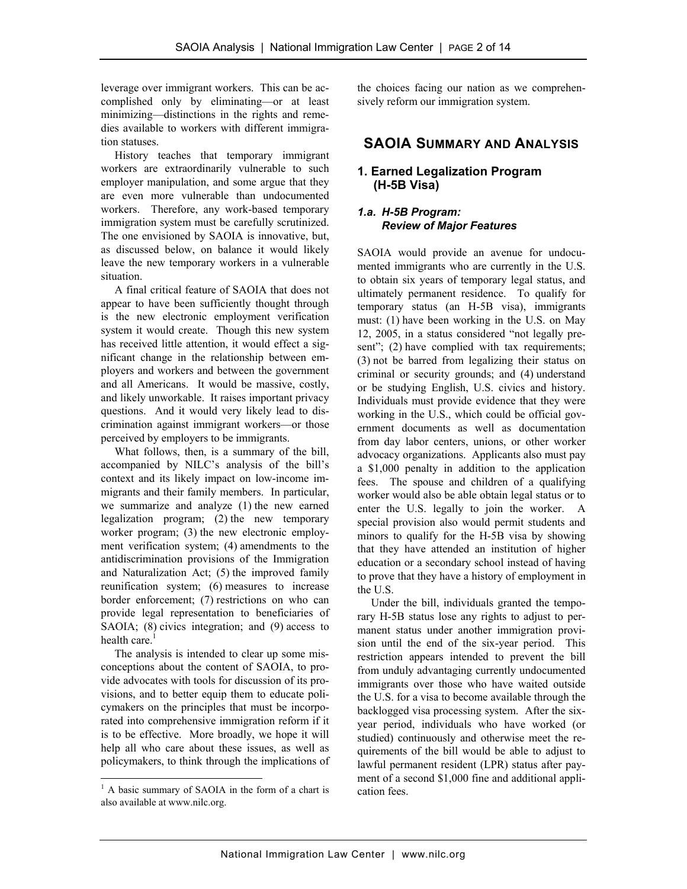leverage over immigrant workers. This can be accomplished only by eliminating—or at least minimizing—distinctions in the rights and remedies available to workers with different immigration statuses.

History teaches that temporary immigrant workers are extraordinarily vulnerable to such employer manipulation, and some argue that they are even more vulnerable than undocumented workers. Therefore, any work-based temporary immigration system must be carefully scrutinized. The one envisioned by SAOIA is innovative, but, as discussed below, on balance it would likely leave the new temporary workers in a vulnerable situation.

A final critical feature of SAOIA that does not appear to have been sufficiently thought through is the new electronic employment verification system it would create. Though this new system has received little attention, it would effect a significant change in the relationship between employers and workers and between the government and all Americans. It would be massive, costly, and likely unworkable. It raises important privacy questions. And it would very likely lead to discrimination against immigrant workers—or those perceived by employers to be immigrants.

What follows, then, is a summary of the bill, accompanied by NILC's analysis of the bill's context and its likely impact on low-income immigrants and their family members. In particular, we summarize and analyze (1) the new earned legalization program; (2) the new temporary worker program; (3) the new electronic employment verification system; (4) amendments to the antidiscrimination provisions of the Immigration and Naturalization Act; (5) the improved family reunification system; (6) measures to increase border enforcement; (7) restrictions on who can provide legal representation to beneficiaries of SAOIA; (8) civics integration; and (9) access to health care.[1]

The analysis is intended to clear up some misconceptions about the content of SAOIA, to provide advocates with tools for discussion of its provisions, and to better equip them to educate policymakers on the principles that must be incorporated into comprehensive immigration reform if it is to be effective. More broadly, we hope it will help all who care about these issues, as well as policymakers, to think through the implications of the choices facing our nation as we comprehensively reform our immigration system.

## SAOIA Summary and Analysis

### 1. Earned Legalization Program (H-5B Visa)

#### *1.a. H-5B Program: Review of Major Features*

SAOIA would provide an avenue for undocumented immigrants who are currently in the U.S. to obtain six years of temporary legal status, and ultimately permanent residence. To qualify for temporary status (an H-5B visa), immigrants must: (1) have been working in the U.S. on May 12, 2005, in a status considered "not legally present"; (2) have complied with tax requirements; (3) not be barred from legalizing their status on criminal or security grounds; and (4) understand or be studying English, U.S. civics and history. Individuals must provide evidence that they were working in the U.S., which could be official government documents as well as documentation from day labor centers, unions, or other worker advocacy organizations. Applicants also must pay a $1,000 penalty in addition to the application fees. The spouse and children of a qualifying worker would also be able obtain legal status or to enter the U.S. legally to join the worker. A special provision also would permit students and minors to qualify for the H-5B visa by showing that they have attended an institution of higher education or a secondary school instead of having to prove that they have a history of employment in the U.S.

Under the bill, individuals granted the temporary H-5B status lose any rights to adjust to permanent status under another immigration provision until the end of the six-year period. This restriction appears intended to prevent the bill from unduly advantaging currently undocumented immigrants over those who have waited outside the U.S. for a visa to become available through the backlogged visa processing system. After the six-year period, individuals who have worked (or studied) continuously and otherwise meet the requirements of the bill would be able to adjust to lawful permanent resident (LPR) status after payment of a second $1,000 fine and additional application fees.

[1] A basic summary of SAOIA in the form of a chart is also available at www.nilc.org.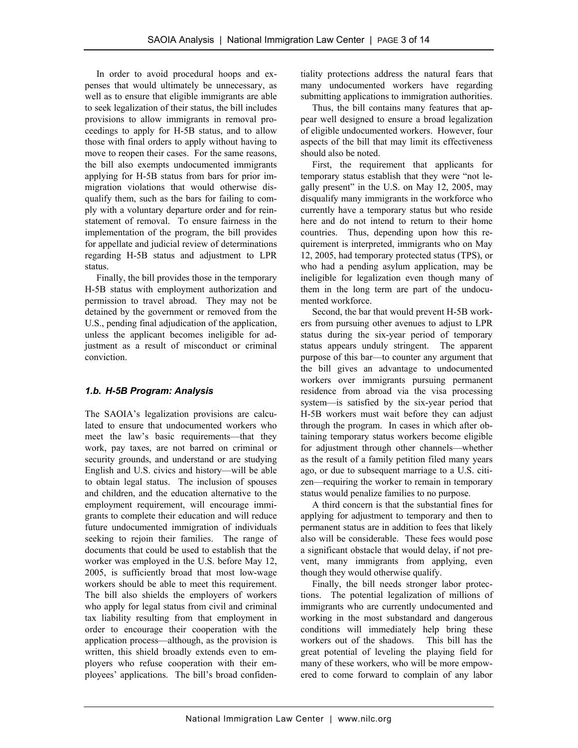In order to avoid procedural hoops and expenses that would ultimately be unnecessary, as well as to ensure that eligible immigrants are able to seek legalization of their status, the bill includes provisions to allow immigrants in removal proceedings to apply for H-5B status, and to allow those with final orders to apply without having to move to reopen their cases. For the same reasons, the bill also exempts undocumented immigrants applying for H-5B status from bars for prior immigration violations that would otherwise disqualify them, such as the bars for failing to comply with a voluntary departure order and for reinstatement of removal. To ensure fairness in the implementation of the program, the bill provides for appellate and judicial review of determinations regarding H-5B status and adjustment to LPR status.

Finally, the bill provides those in the temporary H-5B status with employment authorization and permission to travel abroad. They may not be detained by the government or removed from the U.S., pending final adjudication of the application, unless the applicant becomes ineligible for adjustment as a result of misconduct or criminal conviction.

### *1.b. H-5B Program: Analysis*

The SAOIA's legalization provisions are calculated to ensure that undocumented workers who meet the law's basic requirements—that they work, pay taxes, are not barred on criminal or security grounds, and understand or are studying English and U.S. civics and history—will be able to obtain legal status. The inclusion of spouses and children, and the education alternative to the employment requirement, will encourage immigrants to complete their education and will reduce future undocumented immigration of individuals seeking to rejoin their families. The range of documents that could be used to establish that the worker was employed in the U.S. before May 12, 2005, is sufficiently broad that most low-wage workers should be able to meet this requirement. The bill also shields the employers of workers who apply for legal status from civil and criminal tax liability resulting from that employment in order to encourage their cooperation with the application process—although, as the provision is written, this shield broadly extends even to employers who refuse cooperation with their employees' applications. The bill's broad confidentiality protections address the natural fears that many undocumented workers have regarding submitting applications to immigration authorities.

Thus, the bill contains many features that appear well designed to ensure a broad legalization of eligible undocumented workers. However, four aspects of the bill that may limit its effectiveness should also be noted.

First, the requirement that applicants for temporary status establish that they were "not legally present" in the U.S. on May 12, 2005, may disqualify many immigrants in the workforce who currently have a temporary status but who reside here and do not intend to return to their home countries. Thus, depending upon how this requirement is interpreted, immigrants who on May 12, 2005, had temporary protected status (TPS), or who had a pending asylum application, may be ineligible for legalization even though many of them in the long term are part of the undocumented workforce.

Second, the bar that would prevent H-5B workers from pursuing other avenues to adjust to LPR status during the six-year period of temporary status appears unduly stringent. The apparent purpose of this bar—to counter any argument that the bill gives an advantage to undocumented workers over immigrants pursuing permanent residence from abroad via the visa processing system—is satisfied by the six-year period that H-5B workers must wait before they can adjust through the program. In cases in which after obtaining temporary status workers become eligible for adjustment through other channels—whether as the result of a family petition filed many years ago, or due to subsequent marriage to a U.S. citizen—requiring the worker to remain in temporary status would penalize families to no purpose.

A third concern is that the substantial fines for applying for adjustment to temporary and then to permanent status are in addition to fees that likely also will be considerable. These fees would pose a significant obstacle that would delay, if not prevent, many immigrants from applying, even though they would otherwise qualify.

Finally, the bill needs stronger labor protections. The potential legalization of millions of immigrants who are currently undocumented and working in the most substandard and dangerous conditions will immediately help bring these workers out of the shadows. This bill has the great potential of leveling the playing field for many of these workers, who will be more empowered to come forward to complain of any labor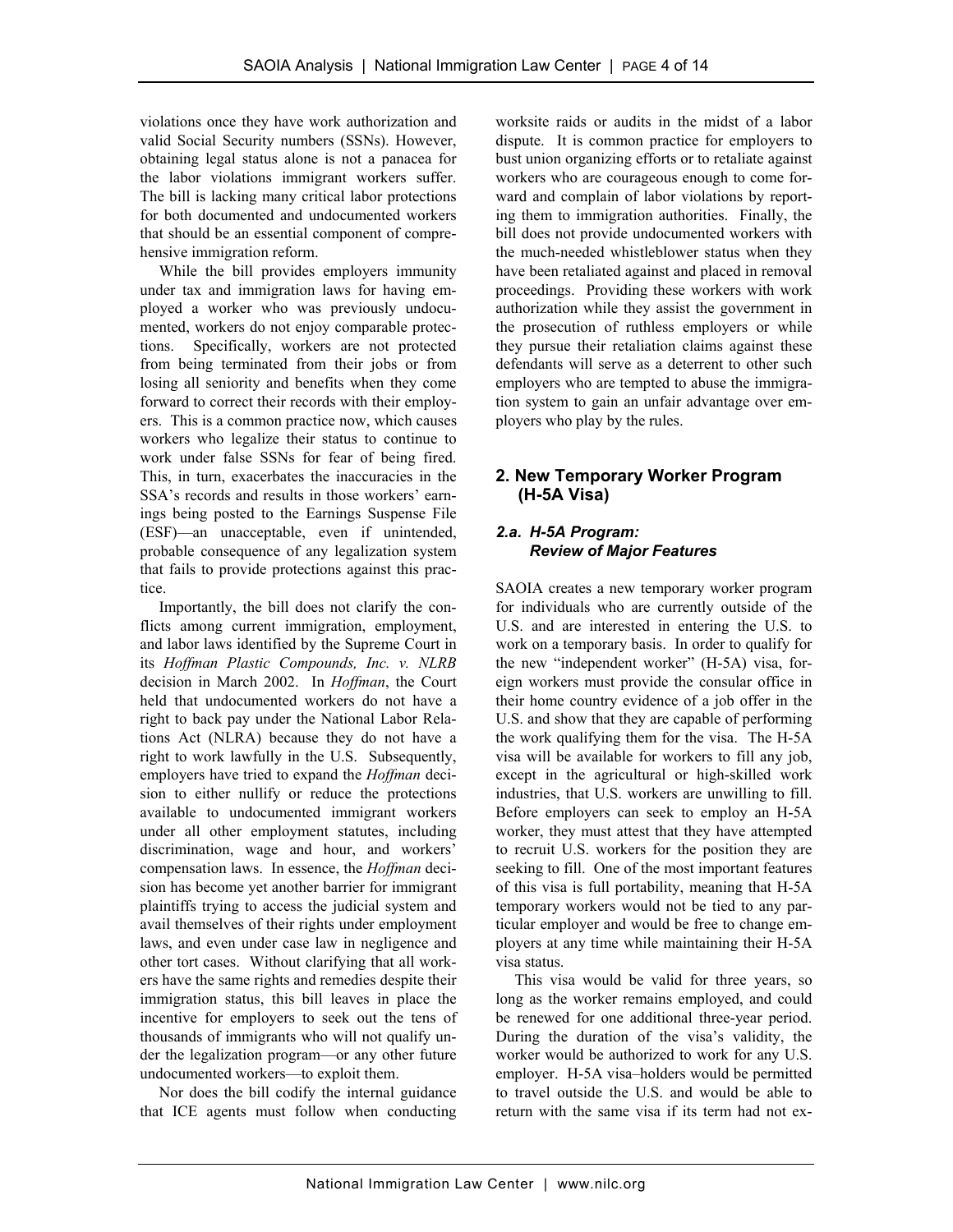violations once they have work authorization and valid Social Security numbers (SSNs). However, obtaining legal status alone is not a panacea for the labor violations immigrant workers suffer. The bill is lacking many critical labor protections for both documented and undocumented workers that should be an essential component of comprehensive immigration reform.

While the bill provides employers immunity under tax and immigration laws for having employed a worker who was previously undocumented, workers do not enjoy comparable protections. Specifically, workers are not protected from being terminated from their jobs or from losing all seniority and benefits when they come forward to correct their records with their employers. This is a common practice now, which causes workers who legalize their status to continue to work under false SSNs for fear of being fired. This, in turn, exacerbates the inaccuracies in the SSA's records and results in those workers' earnings being posted to the Earnings Suspense File (ESF)—an unacceptable, even if unintended, probable consequence of any legalization system that fails to provide protections against this practice.

Importantly, the bill does not clarify the conflicts among current immigration, employment, and labor laws identified by the Supreme Court in its *Hoffman Plastic Compounds, Inc. v. NLRB* decision in March 2002. In *Hoffman*, the Court held that undocumented workers do not have a right to back pay under the National Labor Relations Act (NLRA) because they do not have a right to work lawfully in the U.S. Subsequently, employers have tried to expand the *Hoffman* decision to either nullify or reduce the protections available to undocumented immigrant workers under all other employment statutes, including discrimination, wage and hour, and workers' compensation laws. In essence, the *Hoffman* decision has become yet another barrier for immigrant plaintiffs trying to access the judicial system and avail themselves of their rights under employment laws, and even under case law in negligence and other tort cases. Without clarifying that all workers have the same rights and remedies despite their immigration status, this bill leaves in place the incentive for employers to seek out the tens of thousands of immigrants who will not qualify under the legalization program—or any other future undocumented workers—to exploit them.

Nor does the bill codify the internal guidance that ICE agents must follow when conducting worksite raids or audits in the midst of a labor dispute. It is common practice for employers to bust union organizing efforts or to retaliate against workers who are courageous enough to come forward and complain of labor violations by reporting them to immigration authorities. Finally, the bill does not provide undocumented workers with the much-needed whistleblower status when they have been retaliated against and placed in removal proceedings. Providing these workers with work authorization while they assist the government in the prosecution of ruthless employers or while they pursue their retaliation claims against these defendants will serve as a deterrent to other such employers who are tempted to abuse the immigration system to gain an unfair advantage over employers who play by the rules.

## 2. New Temporary Worker Program (H-5A Visa)

### *2.a. H-5A Program: Review of Major Features*

SAOIA creates a new temporary worker program for individuals who are currently outside of the U.S. and are interested in entering the U.S. to work on a temporary basis. In order to qualify for the new "independent worker" (H-5A) visa, foreign workers must provide the consular office in their home country evidence of a job offer in the U.S. and show that they are capable of performing the work qualifying them for the visa. The H-5A visa will be available for workers to fill any job, except in the agricultural or high-skilled work industries, that U.S. workers are unwilling to fill. Before employers can seek to employ an H-5A worker, they must attest that they have attempted to recruit U.S. workers for the position they are seeking to fill. One of the most important features of this visa is full portability, meaning that H-5A temporary workers would not be tied to any particular employer and would be free to change employers at any time while maintaining their H-5A visa status.

This visa would be valid for three years, so long as the worker remains employed, and could be renewed for one additional three-year period. During the duration of the visa's validity, the worker would be authorized to work for any U.S. employer. H-5A visa–holders would be permitted to travel outside the U.S. and would be able to return with the same visa if its term had not ex-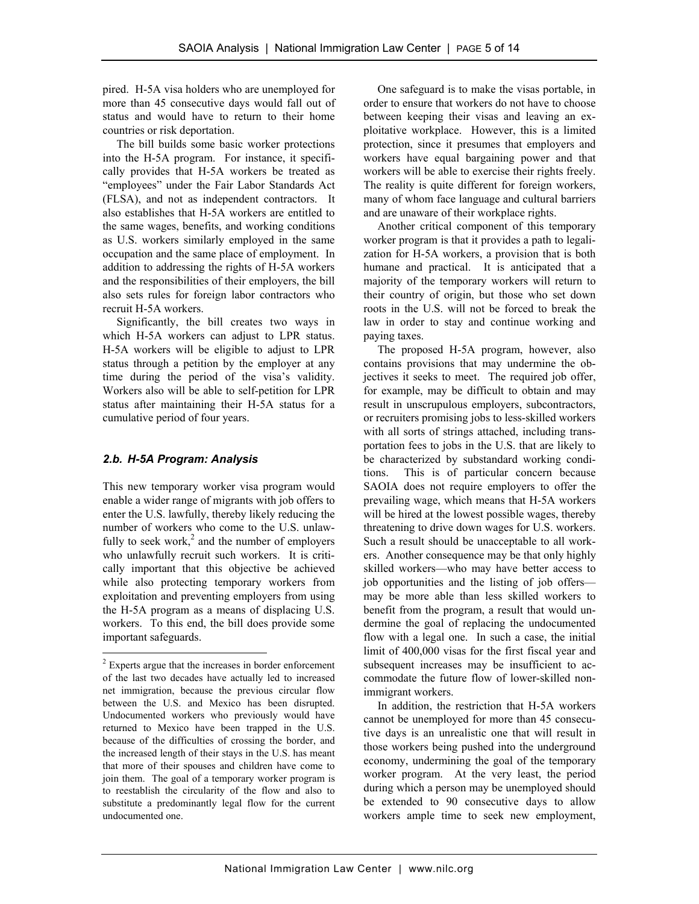pired. H-5A visa holders who are unemployed for more than 45 consecutive days would fall out of status and would have to return to their home countries or risk deportation.

The bill builds some basic worker protections into the H-5A program. For instance, it specifically provides that H-5A workers be treated as "employees" under the Fair Labor Standards Act (FLSA), and not as independent contractors. It also establishes that H-5A workers are entitled to the same wages, benefits, and working conditions as U.S. workers similarly employed in the same occupation and the same place of employment. In addition to addressing the rights of H-5A workers and the responsibilities of their employers, the bill also sets rules for foreign labor contractors who recruit H-5A workers.

Significantly, the bill creates two ways in which H-5A workers can adjust to LPR status. H-5A workers will be eligible to adjust to LPR status through a petition by the employer at any time during the period of the visa's validity. Workers also will be able to self-petition for LPR status after maintaining their H-5A status for a cumulative period of four years.

### *2.b. H-5A Program: Analysis*

This new temporary worker visa program would enable a wider range of migrants with job offers to enter the U.S. lawfully, thereby likely reducing the number of workers who come to the U.S. unlawfully to seek work,[2] and the number of employers who unlawfully recruit such workers. It is critically important that this objective be achieved while also protecting temporary workers from exploitation and preventing employers from using the H-5A program as a means of displacing U.S. workers. To this end, the bill does provide some important safeguards.

One safeguard is to make the visas portable, in order to ensure that workers do not have to choose between keeping their visas and leaving an exploitative workplace. However, this is a limited protection, since it presumes that employers and workers have equal bargaining power and that workers will be able to exercise their rights freely. The reality is quite different for foreign workers, many of whom face language and cultural barriers and are unaware of their workplace rights.

Another critical component of this temporary worker program is that it provides a path to legalization for H-5A workers, a provision that is both humane and practical. It is anticipated that a majority of the temporary workers will return to their country of origin, but those who set down roots in the U.S. will not be forced to break the law in order to stay and continue working and paying taxes.

The proposed H-5A program, however, also contains provisions that may undermine the objectives it seeks to meet. The required job offer, for example, may be difficult to obtain and may result in unscrupulous employers, subcontractors, or recruiters promising jobs to less-skilled workers with all sorts of strings attached, including transportation fees to jobs in the U.S. that are likely to be characterized by substandard working conditions. This is of particular concern because SAOIA does not require employers to offer the prevailing wage, which means that H-5A workers will be hired at the lowest possible wages, thereby threatening to drive down wages for U.S. workers. Such a result should be unacceptable to all workers. Another consequence may be that only highly skilled workers—who may have better access to job opportunities and the listing of job offers—may be more able than less skilled workers to benefit from the program, a result that would undermine the goal of replacing the undocumented flow with a legal one. In such a case, the initial limit of 400,000 visas for the first fiscal year and subsequent increases may be insufficient to accommodate the future flow of lower-skilled nonimmigrant workers.

In addition, the restriction that H-5A workers cannot be unemployed for more than 45 consecutive days is an unrealistic one that will result in those workers being pushed into the underground economy, undermining the goal of the temporary worker program. At the very least, the period during which a person may be unemployed should be extended to 90 consecutive days to allow workers ample time to seek new employment,

---

[2] Experts argue that the increases in border enforcement of the last two decades have actually led to increased net immigration, because the previous circular flow between the U.S. and Mexico has been disrupted. Undocumented workers who previously would have returned to Mexico have been trapped in the U.S. because of the difficulties of crossing the border, and the increased length of their stays in the U.S. has meant that more of their spouses and children have come to join them. The goal of a temporary worker program is to reestablish the circularity of the flow and also to substitute a predominantly legal flow for the current undocumented one.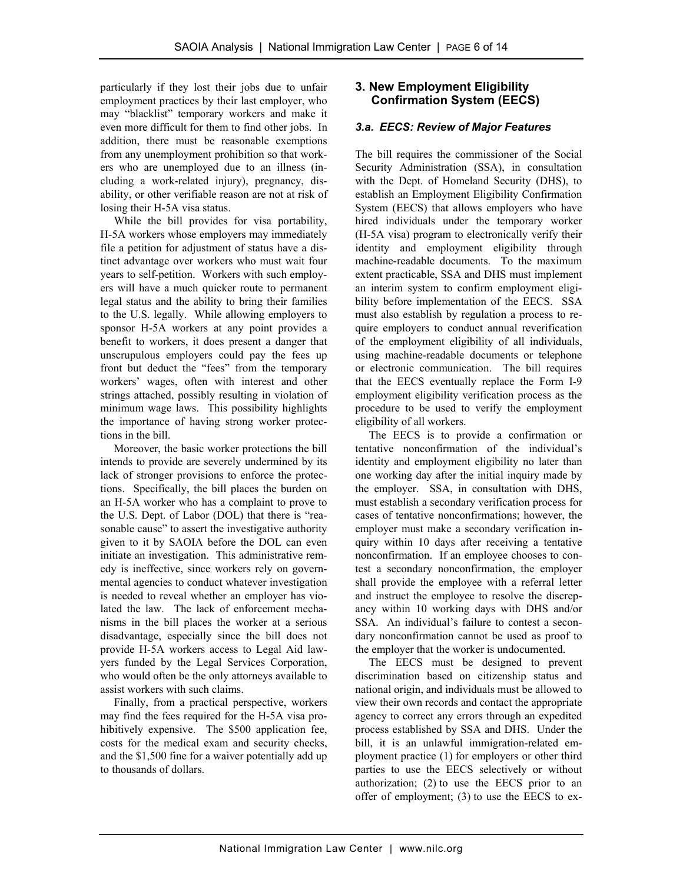particularly if they lost their jobs due to unfair employment practices by their last employer, who may "blacklist" temporary workers and make it even more difficult for them to find other jobs. In addition, there must be reasonable exemptions from any unemployment prohibition so that workers who are unemployed due to an illness (including a work-related injury), pregnancy, disability, or other verifiable reason are not at risk of losing their H-5A visa status.

While the bill provides for visa portability, H-5A workers whose employers may immediately file a petition for adjustment of status have a distinct advantage over workers who must wait four years to self-petition. Workers with such employers will have a much quicker route to permanent legal status and the ability to bring their families to the U.S. legally. While allowing employers to sponsor H-5A workers at any point provides a benefit to workers, it does present a danger that unscrupulous employers could pay the fees up front but deduct the "fees" from the temporary workers' wages, often with interest and other strings attached, possibly resulting in violation of minimum wage laws. This possibility highlights the importance of having strong worker protections in the bill.

Moreover, the basic worker protections the bill intends to provide are severely undermined by its lack of stronger provisions to enforce the protections. Specifically, the bill places the burden on an H-5A worker who has a complaint to prove to the U.S. Dept. of Labor (DOL) that there is "reasonable cause" to assert the investigative authority given to it by SAOIA before the DOL can even initiate an investigation. This administrative remedy is ineffective, since workers rely on governmental agencies to conduct whatever investigation is needed to reveal whether an employer has violated the law. The lack of enforcement mechanisms in the bill places the worker at a serious disadvantage, especially since the bill does not provide H-5A workers access to Legal Aid lawyers funded by the Legal Services Corporation, who would often be the only attorneys available to assist workers with such claims.

Finally, from a practical perspective, workers may find the fees required for the H-5A visa prohibitively expensive. The $500 application fee, costs for the medical exam and security checks, and the $1,500 fine for a waiver potentially add up to thousands of dollars.

## 3. New Employment Eligibility Confirmation System (EECS)

### *3.a. EECS: Review of Major Features*

The bill requires the commissioner of the Social Security Administration (SSA), in consultation with the Dept. of Homeland Security (DHS), to establish an Employment Eligibility Confirmation System (EECS) that allows employers who have hired individuals under the temporary worker (H-5A visa) program to electronically verify their identity and employment eligibility through machine-readable documents. To the maximum extent practicable, SSA and DHS must implement an interim system to confirm employment eligibility before implementation of the EECS. SSA must also establish by regulation a process to require employers to conduct annual reverification of the employment eligibility of all individuals, using machine-readable documents or telephone or electronic communication. The bill requires that the EECS eventually replace the Form I-9 employment eligibility verification process as the procedure to be used to verify the employment eligibility of all workers.

The EECS is to provide a confirmation or tentative nonconfirmation of the individual's identity and employment eligibility no later than one working day after the initial inquiry made by the employer. SSA, in consultation with DHS, must establish a secondary verification process for cases of tentative nonconfirmations; however, the employer must make a secondary verification inquiry within 10 days after receiving a tentative nonconfirmation. If an employee chooses to contest a secondary nonconfirmation, the employer shall provide the employee with a referral letter and instruct the employee to resolve the discrepancy within 10 working days with DHS and/or SSA. An individual's failure to contest a secondary nonconfirmation cannot be used as proof to the employer that the worker is undocumented.

The EECS must be designed to prevent discrimination based on citizenship status and national origin, and individuals must be allowed to view their own records and contact the appropriate agency to correct any errors through an expedited process established by SSA and DHS. Under the bill, it is an unlawful immigration-related employment practice (1) for employers or other third parties to use the EECS selectively or without authorization; (2) to use the EECS prior to an offer of employment; (3) to use the EECS to ex-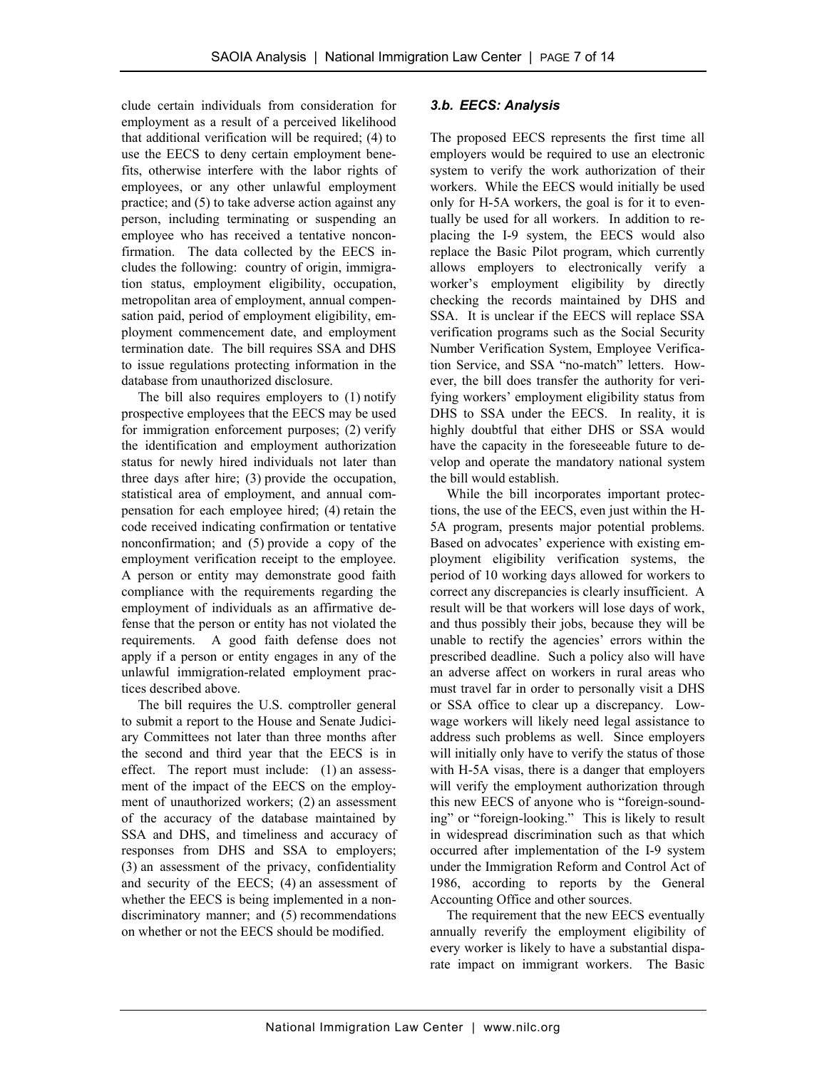clude certain individuals from consideration for employment as a result of a perceived likelihood that additional verification will be required; (4) to use the EECS to deny certain employment benefits, otherwise interfere with the labor rights of employees, or any other unlawful employment practice; and (5) to take adverse action against any person, including terminating or suspending an employee who has received a tentative nonconfirmation. The data collected by the EECS includes the following: country of origin, immigration status, employment eligibility, occupation, metropolitan area of employment, annual compensation paid, period of employment eligibility, employment commencement date, and employment termination date. The bill requires SSA and DHS to issue regulations protecting information in the database from unauthorized disclosure.

The bill also requires employers to (1) notify prospective employees that the EECS may be used for immigration enforcement purposes; (2) verify the identification and employment authorization status for newly hired individuals not later than three days after hire; (3) provide the occupation, statistical area of employment, and annual compensation for each employee hired; (4) retain the code received indicating confirmation or tentative nonconfirmation; and (5) provide a copy of the employment verification receipt to the employee. A person or entity may demonstrate good faith compliance with the requirements regarding the employment of individuals as an affirmative defense that the person or entity has not violated the requirements. A good faith defense does not apply if a person or entity engages in any of the unlawful immigration-related employment practices described above.

The bill requires the U.S. comptroller general to submit a report to the House and Senate Judiciary Committees not later than three months after the second and third year that the EECS is in effect. The report must include: (1) an assessment of the impact of the EECS on the employment of unauthorized workers; (2) an assessment of the accuracy of the database maintained by SSA and DHS, and timeliness and accuracy of responses from DHS and SSA to employers; (3) an assessment of the privacy, confidentiality and security of the EECS; (4) an assessment of whether the EECS is being implemented in a nondiscriminatory manner; and (5) recommendations on whether or not the EECS should be modified.

### *3.b. EECS: Analysis*

The proposed EECS represents the first time all employers would be required to use an electronic system to verify the work authorization of their workers. While the EECS would initially be used only for H-5A workers, the goal is for it to eventually be used for all workers. In addition to replacing the I-9 system, the EECS would also replace the Basic Pilot program, which currently allows employers to electronically verify a worker's employment eligibility by directly checking the records maintained by DHS and SSA. It is unclear if the EECS will replace SSA verification programs such as the Social Security Number Verification System, Employee Verification Service, and SSA "no-match" letters. However, the bill does transfer the authority for verifying workers' employment eligibility status from DHS to SSA under the EECS. In reality, it is highly doubtful that either DHS or SSA would have the capacity in the foreseeable future to develop and operate the mandatory national system the bill would establish.

While the bill incorporates important protections, the use of the EECS, even just within the H-5A program, presents major potential problems. Based on advocates' experience with existing employment eligibility verification systems, the period of 10 working days allowed for workers to correct any discrepancies is clearly insufficient. A result will be that workers will lose days of work, and thus possibly their jobs, because they will be unable to rectify the agencies' errors within the prescribed deadline. Such a policy also will have an adverse affect on workers in rural areas who must travel far in order to personally visit a DHS or SSA office to clear up a discrepancy. Low-wage workers will likely need legal assistance to address such problems as well. Since employers will initially only have to verify the status of those with H-5A visas, there is a danger that employers will verify the employment authorization through this new EECS of anyone who is "foreign-sounding" or "foreign-looking." This is likely to result in widespread discrimination such as that which occurred after implementation of the I-9 system under the Immigration Reform and Control Act of 1986, according to reports by the General Accounting Office and other sources.

The requirement that the new EECS eventually annually reverify the employment eligibility of every worker is likely to have a substantial disparate impact on immigrant workers. The Basic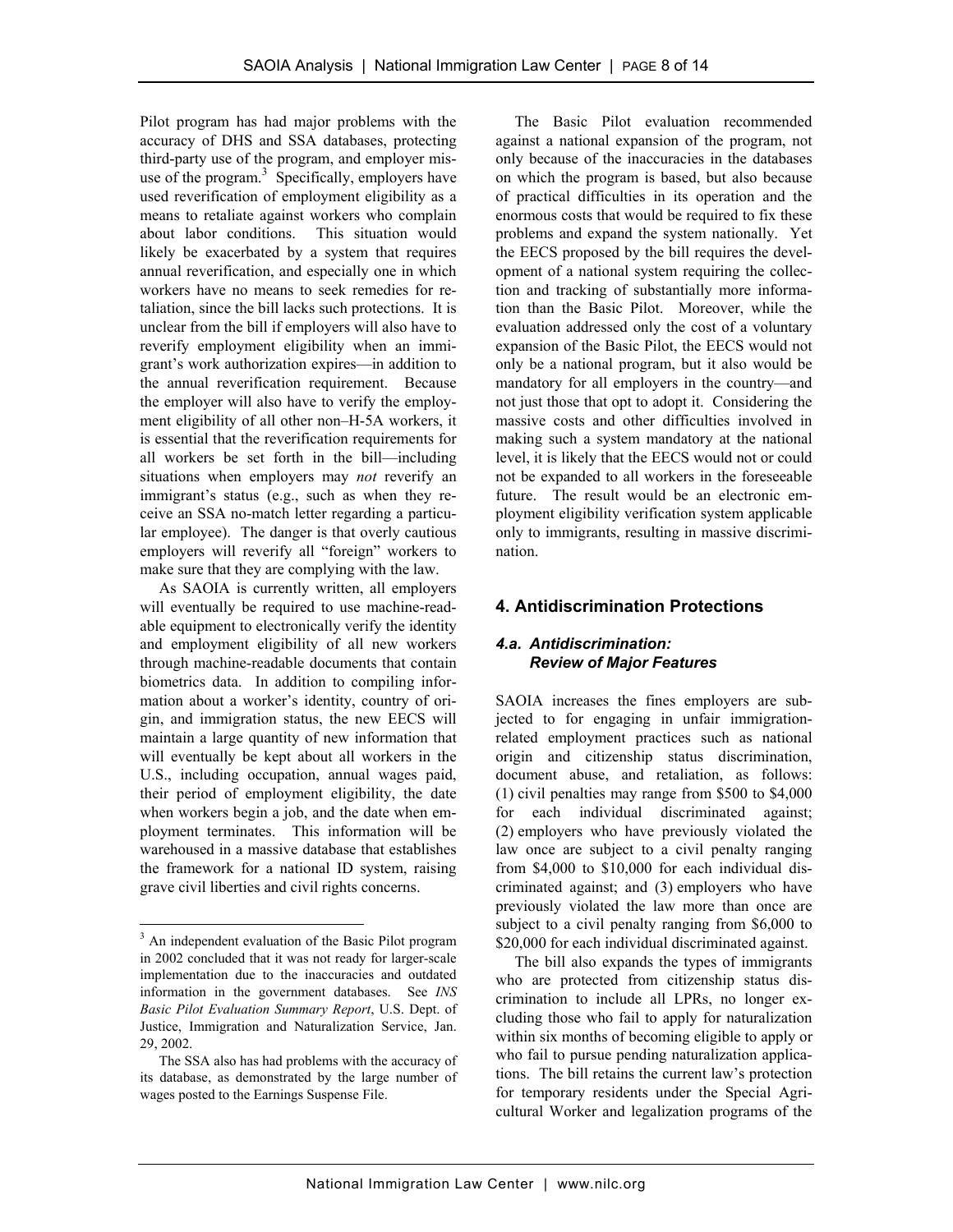Pilot program has had major problems with the accuracy of DHS and SSA databases, protecting third-party use of the program, and employer misuse of the program.[3] Specifically, employers have used reverification of employment eligibility as a means to retaliate against workers who complain about labor conditions. This situation would likely be exacerbated by a system that requires annual reverification, and especially one in which workers have no means to seek remedies for retaliation, since the bill lacks such protections. It is unclear from the bill if employers will also have to reverify employment eligibility when an immigrant's work authorization expires—in addition to the annual reverification requirement. Because the employer will also have to verify the employment eligibility of all other non–H-5A workers, it is essential that the reverification requirements for all workers be set forth in the bill—including situations when employers may *not* reverify an immigrant's status (e.g., such as when they receive an SSA no-match letter regarding a particular employee). The danger is that overly cautious employers will reverify all "foreign" workers to make sure that they are complying with the law.

As SAOIA is currently written, all employers will eventually be required to use machine-readable equipment to electronically verify the identity and employment eligibility of all new workers through machine-readable documents that contain biometrics data. In addition to compiling information about a worker's identity, country of origin, and immigration status, the new EECS will maintain a large quantity of new information that will eventually be kept about all workers in the U.S., including occupation, annual wages paid, their period of employment eligibility, the date when workers begin a job, and the date when employment terminates. This information will be warehoused in a massive database that establishes the framework for a national ID system, raising grave civil liberties and civil rights concerns.

The Basic Pilot evaluation recommended against a national expansion of the program, not only because of the inaccuracies in the databases on which the program is based, but also because of practical difficulties in its operation and the enormous costs that would be required to fix these problems and expand the system nationally. Yet the EECS proposed by the bill requires the development of a national system requiring the collection and tracking of substantially more information than the Basic Pilot. Moreover, while the evaluation addressed only the cost of a voluntary expansion of the Basic Pilot, the EECS would not only be a national program, but it also would be mandatory for all employers in the country—and not just those that opt to adopt it. Considering the massive costs and other difficulties involved in making such a system mandatory at the national level, it is likely that the EECS would not or could not be expanded to all workers in the foreseeable future. The result would be an electronic employment eligibility verification system applicable only to immigrants, resulting in massive discrimination.

## 4. Antidiscrimination Protections

### *4.a. Antidiscrimination: Review of Major Features*

SAOIA increases the fines employers are subjected to for engaging in unfair immigration-related employment practices such as national origin and citizenship status discrimination, document abuse, and retaliation, as follows: (1) civil penalties may range from \$500 to \$4,000 for each individual discriminated against; (2) employers who have previously violated the law once are subject to a civil penalty ranging from \$4,000 to \$10,000 for each individual discriminated against; and (3) employers who have previously violated the law more than once are subject to a civil penalty ranging from \$6,000 to \$20,000 for each individual discriminated against.

The bill also expands the types of immigrants who are protected from citizenship status discrimination to include all LPRs, no longer excluding those who fail to apply for naturalization within six months of becoming eligible to apply or who fail to pursue pending naturalization applications. The bill retains the current law's protection for temporary residents under the Special Agricultural Worker and legalization programs of the

---

[3] An independent evaluation of the Basic Pilot program in 2002 concluded that it was not ready for larger-scale implementation due to the inaccuracies and outdated information in the government databases. See *INS Basic Pilot Evaluation Summary Report*, U.S. Dept. of Justice, Immigration and Naturalization Service, Jan. 29, 2002.

The SSA also has had problems with the accuracy of its database, as demonstrated by the large number of wages posted to the Earnings Suspense File.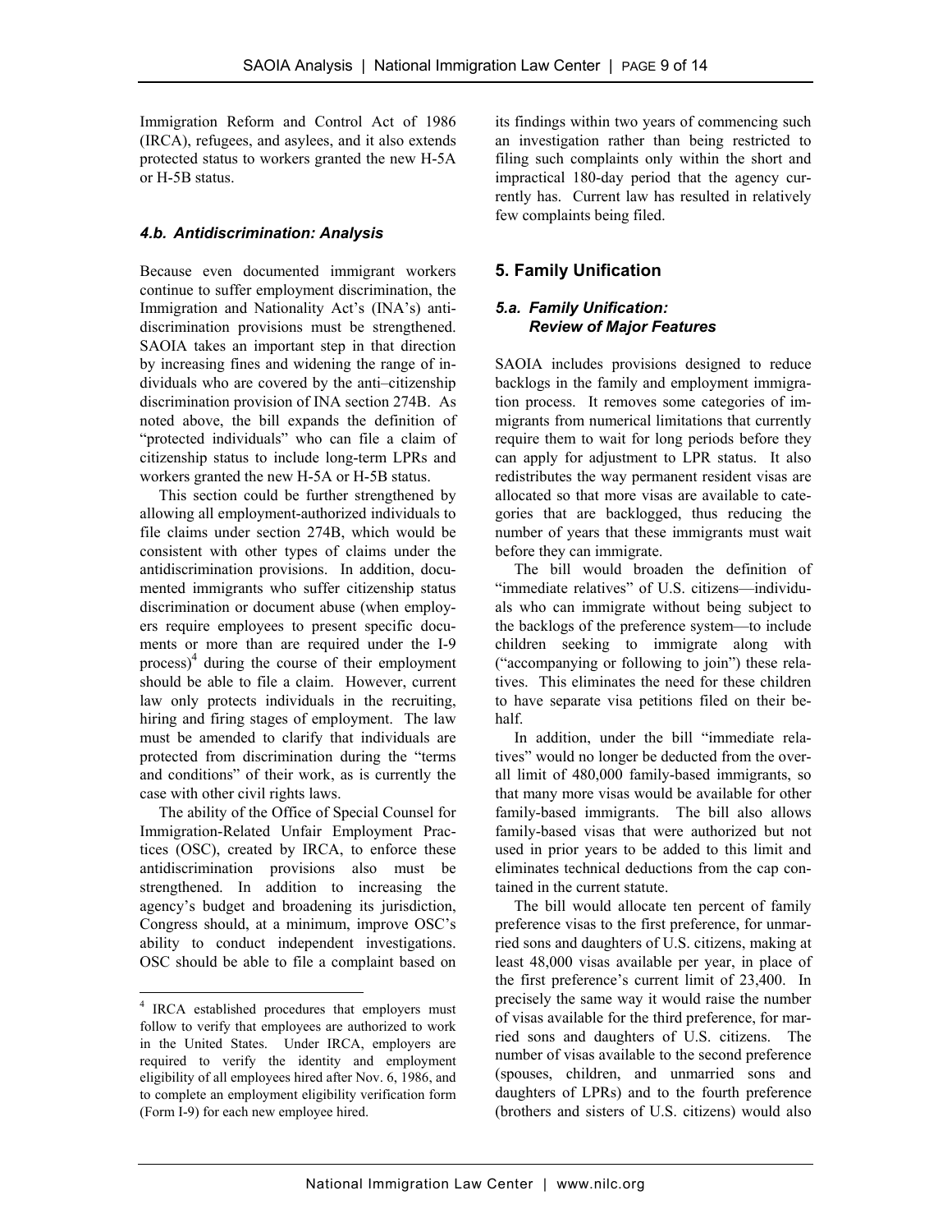Immigration Reform and Control Act of 1986 (IRCA), refugees, and asylees, and it also extends protected status to workers granted the new H-5A or H-5B status.

### *4.b. Antidiscrimination: Analysis*

Because even documented immigrant workers continue to suffer employment discrimination, the Immigration and Nationality Act's (INA's) antidiscrimination provisions must be strengthened. SAOIA takes an important step in that direction by increasing fines and widening the range of individuals who are covered by the anti–citizenship discrimination provision of INA section 274B. As noted above, the bill expands the definition of "protected individuals" who can file a claim of citizenship status to include long-term LPRs and workers granted the new H-5A or H-5B status.

This section could be further strengthened by allowing all employment-authorized individuals to file claims under section 274B, which would be consistent with other types of claims under the antidiscrimination provisions. In addition, documented immigrants who suffer citizenship status discrimination or document abuse (when employers require employees to present specific documents or more than are required under the I-9 process)[4] during the course of their employment should be able to file a claim. However, current law only protects individuals in the recruiting, hiring and firing stages of employment. The law must be amended to clarify that individuals are protected from discrimination during the "terms and conditions" of their work, as is currently the case with other civil rights laws.

The ability of the Office of Special Counsel for Immigration-Related Unfair Employment Practices (OSC), created by IRCA, to enforce these antidiscrimination provisions also must be strengthened. In addition to increasing the agency's budget and broadening its jurisdiction, Congress should, at a minimum, improve OSC's ability to conduct independent investigations. OSC should be able to file a complaint based on its findings within two years of commencing such an investigation rather than being restricted to filing such complaints only within the short and impractical 180-day period that the agency currently has. Current law has resulted in relatively few complaints being filed.

## 5. Family Unification

### *5.a. Family Unification: Review of Major Features*

SAOIA includes provisions designed to reduce backlogs in the family and employment immigration process. It removes some categories of immigrants from numerical limitations that currently require them to wait for long periods before they can apply for adjustment to LPR status. It also redistributes the way permanent resident visas are allocated so that more visas are available to categories that are backlogged, thus reducing the number of years that these immigrants must wait before they can immigrate.

The bill would broaden the definition of "immediate relatives" of U.S. citizens—individuals who can immigrate without being subject to the backlogs of the preference system—to include children seeking to immigrate along with ("accompanying or following to join") these relatives. This eliminates the need for these children to have separate visa petitions filed on their behalf.

In addition, under the bill "immediate relatives" would no longer be deducted from the overall limit of 480,000 family-based immigrants, so that many more visas would be available for other family-based immigrants. The bill also allows family-based visas that were authorized but not used in prior years to be added to this limit and eliminates technical deductions from the cap contained in the current statute.

The bill would allocate ten percent of family preference visas to the first preference, for unmarried sons and daughters of U.S. citizens, making at least 48,000 visas available per year, in place of the first preference's current limit of 23,400. In precisely the same way it would raise the number of visas available for the third preference, for married sons and daughters of U.S. citizens. The number of visas available to the second preference (spouses, children, and unmarried sons and daughters of LPRs) and to the fourth preference (brothers and sisters of U.S. citizens) would also

---

[4] IRCA established procedures that employers must follow to verify that employees are authorized to work in the United States. Under IRCA, employers are required to verify the identity and employment eligibility of all employees hired after Nov. 6, 1986, and to complete an employment eligibility verification form (Form I-9) for each new employee hired.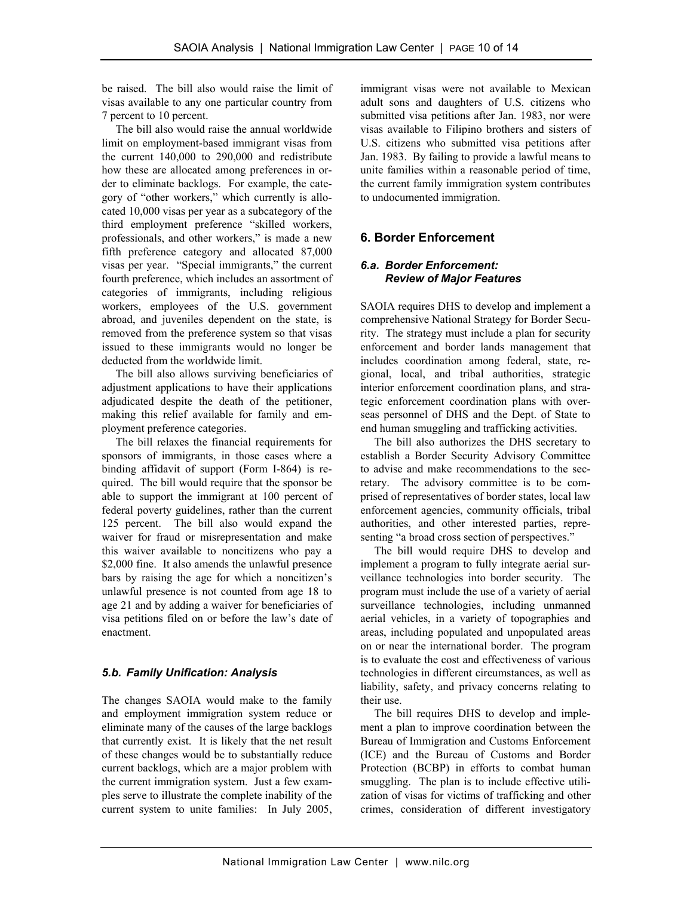be raised. The bill also would raise the limit of visas available to any one particular country from 7 percent to 10 percent.

The bill also would raise the annual worldwide limit on employment-based immigrant visas from the current 140,000 to 290,000 and redistribute how these are allocated among preferences in order to eliminate backlogs. For example, the category of "other workers," which currently is allocated 10,000 visas per year as a subcategory of the third employment preference "skilled workers, professionals, and other workers," is made a new fifth preference category and allocated 87,000 visas per year. "Special immigrants," the current fourth preference, which includes an assortment of categories of immigrants, including religious workers, employees of the U.S. government abroad, and juveniles dependent on the state, is removed from the preference system so that visas issued to these immigrants would no longer be deducted from the worldwide limit.

The bill also allows surviving beneficiaries of adjustment applications to have their applications adjudicated despite the death of the petitioner, making this relief available for family and employment preference categories.

The bill relaxes the financial requirements for sponsors of immigrants, in those cases where a binding affidavit of support (Form I-864) is required. The bill would require that the sponsor be able to support the immigrant at 100 percent of federal poverty guidelines, rather than the current 125 percent. The bill also would expand the waiver for fraud or misrepresentation and make this waiver available to noncitizens who pay a $2,000 fine. It also amends the unlawful presence bars by raising the age for which a noncitizen's unlawful presence is not counted from age 18 to age 21 and by adding a waiver for beneficiaries of visa petitions filed on or before the law's date of enactment.

### *5.b. Family Unification: Analysis*

The changes SAOIA would make to the family and employment immigration system reduce or eliminate many of the causes of the large backlogs that currently exist. It is likely that the net result of these changes would be to substantially reduce current backlogs, which are a major problem with the current immigration system. Just a few examples serve to illustrate the complete inability of the current system to unite families: In July 2005, immigrant visas were not available to Mexican adult sons and daughters of U.S. citizens who submitted visa petitions after Jan. 1983, nor were visas available to Filipino brothers and sisters of U.S. citizens who submitted visa petitions after Jan. 1983. By failing to provide a lawful means to unite families within a reasonable period of time, the current family immigration system contributes to undocumented immigration.

## 6. Border Enforcement

### *6.a. Border Enforcement: Review of Major Features*

SAOIA requires DHS to develop and implement a comprehensive National Strategy for Border Security. The strategy must include a plan for security enforcement and border lands management that includes coordination among federal, state, regional, local, and tribal authorities, strategic interior enforcement coordination plans, and strategic enforcement coordination plans with overseas personnel of DHS and the Dept. of State to end human smuggling and trafficking activities.

The bill also authorizes the DHS secretary to establish a Border Security Advisory Committee to advise and make recommendations to the secretary. The advisory committee is to be comprised of representatives of border states, local law enforcement agencies, community officials, tribal authorities, and other interested parties, representing "a broad cross section of perspectives."

The bill would require DHS to develop and implement a program to fully integrate aerial surveillance technologies into border security. The program must include the use of a variety of aerial surveillance technologies, including unmanned aerial vehicles, in a variety of topographies and areas, including populated and unpopulated areas on or near the international border. The program is to evaluate the cost and effectiveness of various technologies in different circumstances, as well as liability, safety, and privacy concerns relating to their use.

The bill requires DHS to develop and implement a plan to improve coordination between the Bureau of Immigration and Customs Enforcement (ICE) and the Bureau of Customs and Border Protection (BCBP) in efforts to combat human smuggling. The plan is to include effective utilization of visas for victims of trafficking and other crimes, consideration of different investigatory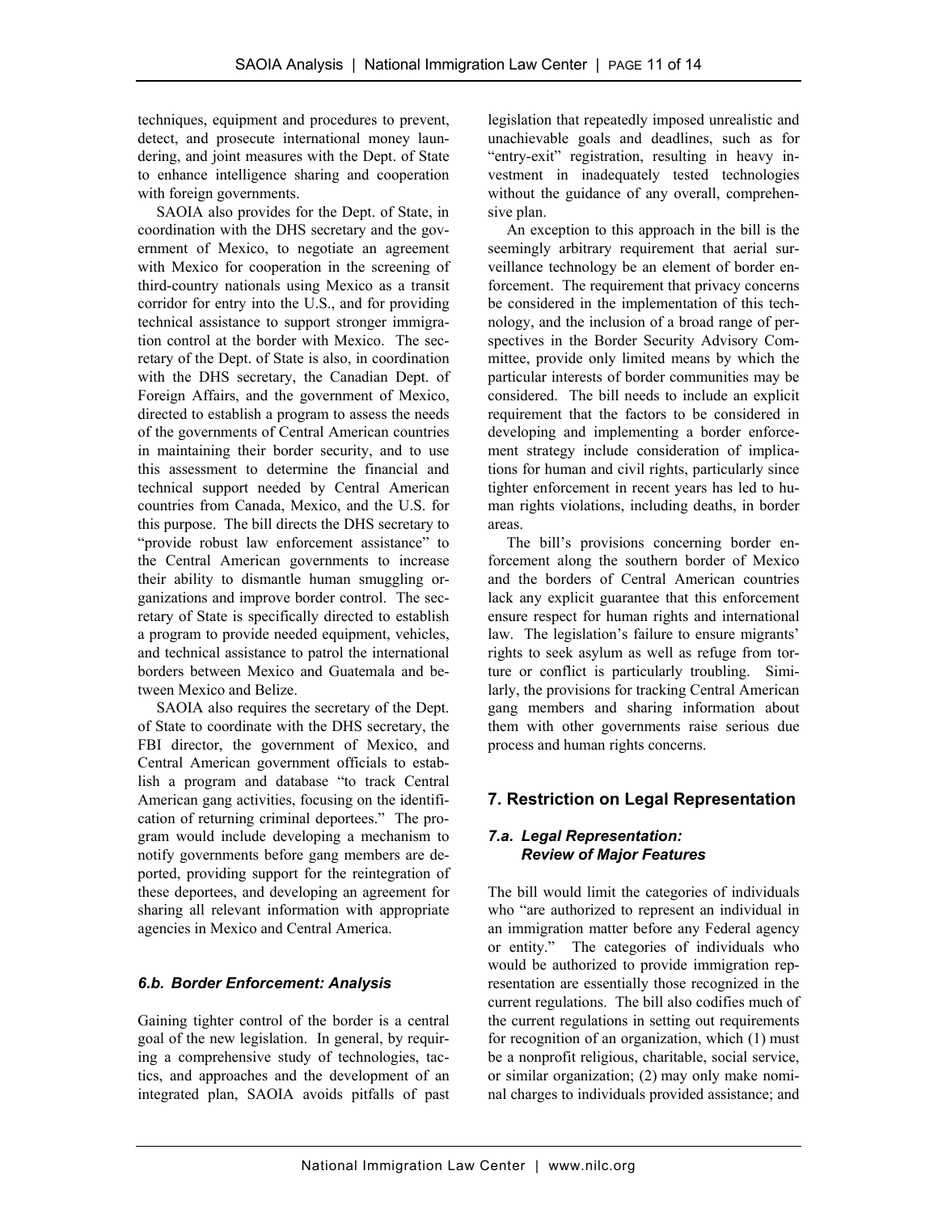techniques, equipment and procedures to prevent, detect, and prosecute international money laundering, and joint measures with the Dept. of State to enhance intelligence sharing and cooperation with foreign governments.

SAOIA also provides for the Dept. of State, in coordination with the DHS secretary and the government of Mexico, to negotiate an agreement with Mexico for cooperation in the screening of third-country nationals using Mexico as a transit corridor for entry into the U.S., and for providing technical assistance to support stronger immigration control at the border with Mexico. The secretary of the Dept. of State is also, in coordination with the DHS secretary, the Canadian Dept. of Foreign Affairs, and the government of Mexico, directed to establish a program to assess the needs of the governments of Central American countries in maintaining their border security, and to use this assessment to determine the financial and technical support needed by Central American countries from Canada, Mexico, and the U.S. for this purpose. The bill directs the DHS secretary to "provide robust law enforcement assistance" to the Central American governments to increase their ability to dismantle human smuggling organizations and improve border control. The secretary of State is specifically directed to establish a program to provide needed equipment, vehicles, and technical assistance to patrol the international borders between Mexico and Guatemala and between Mexico and Belize.

SAOIA also requires the secretary of the Dept. of State to coordinate with the DHS secretary, the FBI director, the government of Mexico, and Central American government officials to establish a program and database "to track Central American gang activities, focusing on the identification of returning criminal deportees." The program would include developing a mechanism to notify governments before gang members are deported, providing support for the reintegration of these deportees, and developing an agreement for sharing all relevant information with appropriate agencies in Mexico and Central America.

### *6.b. Border Enforcement: Analysis*

Gaining tighter control of the border is a central goal of the new legislation. In general, by requiring a comprehensive study of technologies, tactics, and approaches and the development of an integrated plan, SAOIA avoids pitfalls of past legislation that repeatedly imposed unrealistic and unachievable goals and deadlines, such as for "entry-exit" registration, resulting in heavy investment in inadequately tested technologies without the guidance of any overall, comprehensive plan.

An exception to this approach in the bill is the seemingly arbitrary requirement that aerial surveillance technology be an element of border enforcement. The requirement that privacy concerns be considered in the implementation of this technology, and the inclusion of a broad range of perspectives in the Border Security Advisory Committee, provide only limited means by which the particular interests of border communities may be considered. The bill needs to include an explicit requirement that the factors to be considered in developing and implementing a border enforcement strategy include consideration of implications for human and civil rights, particularly since tighter enforcement in recent years has led to human rights violations, including deaths, in border areas.

The bill's provisions concerning border enforcement along the southern border of Mexico and the borders of Central American countries lack any explicit guarantee that this enforcement ensure respect for human rights and international law. The legislation's failure to ensure migrants' rights to seek asylum as well as refuge from torture or conflict is particularly troubling. Similarly, the provisions for tracking Central American gang members and sharing information about them with other governments raise serious due process and human rights concerns.

## 7. Restriction on Legal Representation

### *7.a. Legal Representation: Review of Major Features*

The bill would limit the categories of individuals who "are authorized to represent an individual in an immigration matter before any Federal agency or entity." The categories of individuals who would be authorized to provide immigration representation are essentially those recognized in the current regulations. The bill also codifies much of the current regulations in setting out requirements for recognition of an organization, which (1) must be a nonprofit religious, charitable, social service, or similar organization; (2) may only make nominal charges to individuals provided assistance; and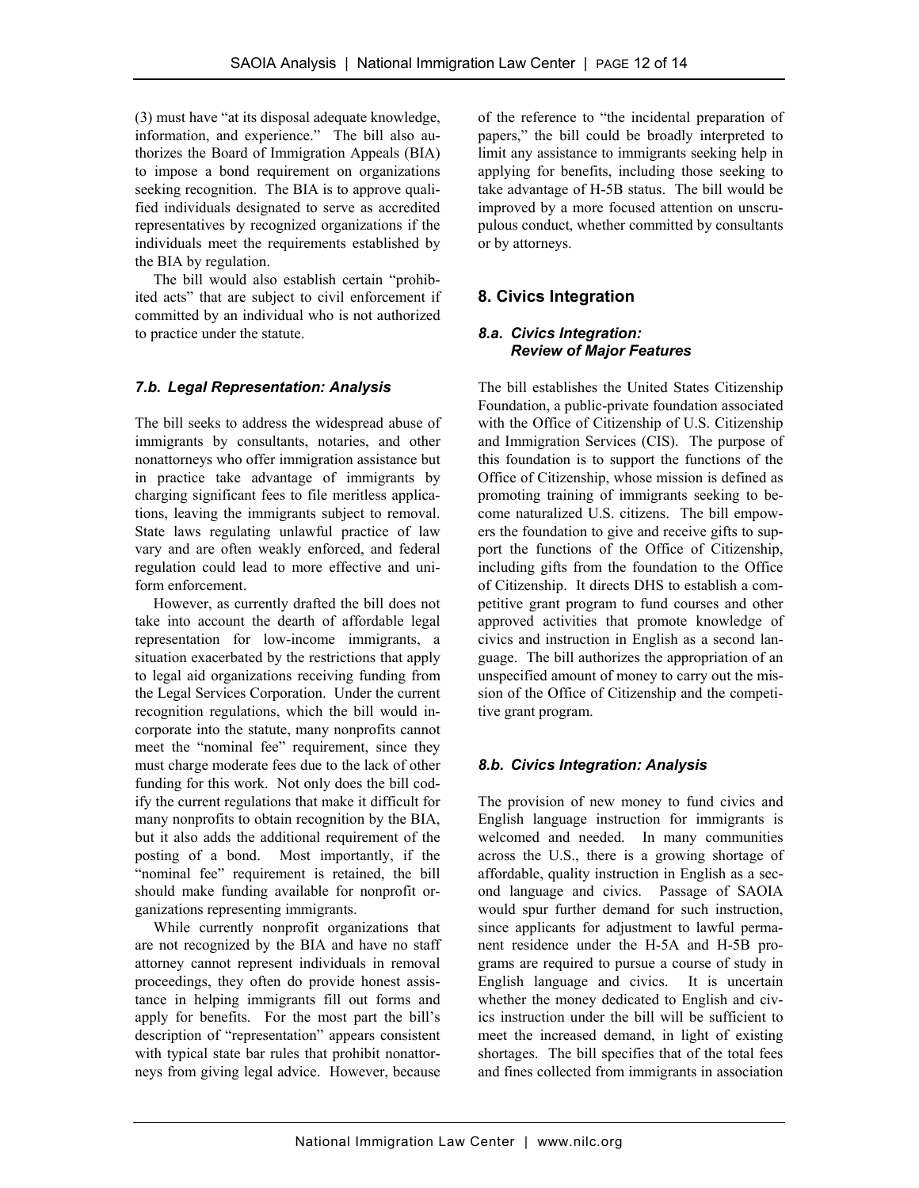(3) must have "at its disposal adequate knowledge, information, and experience." The bill also authorizes the Board of Immigration Appeals (BIA) to impose a bond requirement on organizations seeking recognition. The BIA is to approve qualified individuals designated to serve as accredited representatives by recognized organizations if the individuals meet the requirements established by the BIA by regulation.

The bill would also establish certain "prohibited acts" that are subject to civil enforcement if committed by an individual who is not authorized to practice under the statute.

### *7.b. Legal Representation: Analysis*

The bill seeks to address the widespread abuse of immigrants by consultants, notaries, and other nonattorneys who offer immigration assistance but in practice take advantage of immigrants by charging significant fees to file meritless applications, leaving the immigrants subject to removal. State laws regulating unlawful practice of law vary and are often weakly enforced, and federal regulation could lead to more effective and uniform enforcement.

However, as currently drafted the bill does not take into account the dearth of affordable legal representation for low-income immigrants, a situation exacerbated by the restrictions that apply to legal aid organizations receiving funding from the Legal Services Corporation. Under the current recognition regulations, which the bill would incorporate into the statute, many nonprofits cannot meet the "nominal fee" requirement, since they must charge moderate fees due to the lack of other funding for this work. Not only does the bill codify the current regulations that make it difficult for many nonprofits to obtain recognition by the BIA, but it also adds the additional requirement of the posting of a bond. Most importantly, if the "nominal fee" requirement is retained, the bill should make funding available for nonprofit organizations representing immigrants.

While currently nonprofit organizations that are not recognized by the BIA and have no staff attorney cannot represent individuals in removal proceedings, they often do provide honest assistance in helping immigrants fill out forms and apply for benefits. For the most part the bill's description of "representation" appears consistent with typical state bar rules that prohibit nonattorneys from giving legal advice. However, because of the reference to "the incidental preparation of papers," the bill could be broadly interpreted to limit any assistance to immigrants seeking help in applying for benefits, including those seeking to take advantage of H-5B status. The bill would be improved by a more focused attention on unscrupulous conduct, whether committed by consultants or by attorneys.

## 8. Civics Integration

### *8.a. Civics Integration: Review of Major Features*

The bill establishes the United States Citizenship Foundation, a public-private foundation associated with the Office of Citizenship of U.S. Citizenship and Immigration Services (CIS). The purpose of this foundation is to support the functions of the Office of Citizenship, whose mission is defined as promoting training of immigrants seeking to become naturalized U.S. citizens. The bill empowers the foundation to give and receive gifts to support the functions of the Office of Citizenship, including gifts from the foundation to the Office of Citizenship. It directs DHS to establish a competitive grant program to fund courses and other approved activities that promote knowledge of civics and instruction in English as a second language. The bill authorizes the appropriation of an unspecified amount of money to carry out the mission of the Office of Citizenship and the competitive grant program.

### *8.b. Civics Integration: Analysis*

The provision of new money to fund civics and English language instruction for immigrants is welcomed and needed. In many communities across the U.S., there is a growing shortage of affordable, quality instruction in English as a second language and civics. Passage of SAOIA would spur further demand for such instruction, since applicants for adjustment to lawful permanent residence under the H-5A and H-5B programs are required to pursue a course of study in English language and civics. It is uncertain whether the money dedicated to English and civics instruction under the bill will be sufficient to meet the increased demand, in light of existing shortages. The bill specifies that of the total fees and fines collected from immigrants in association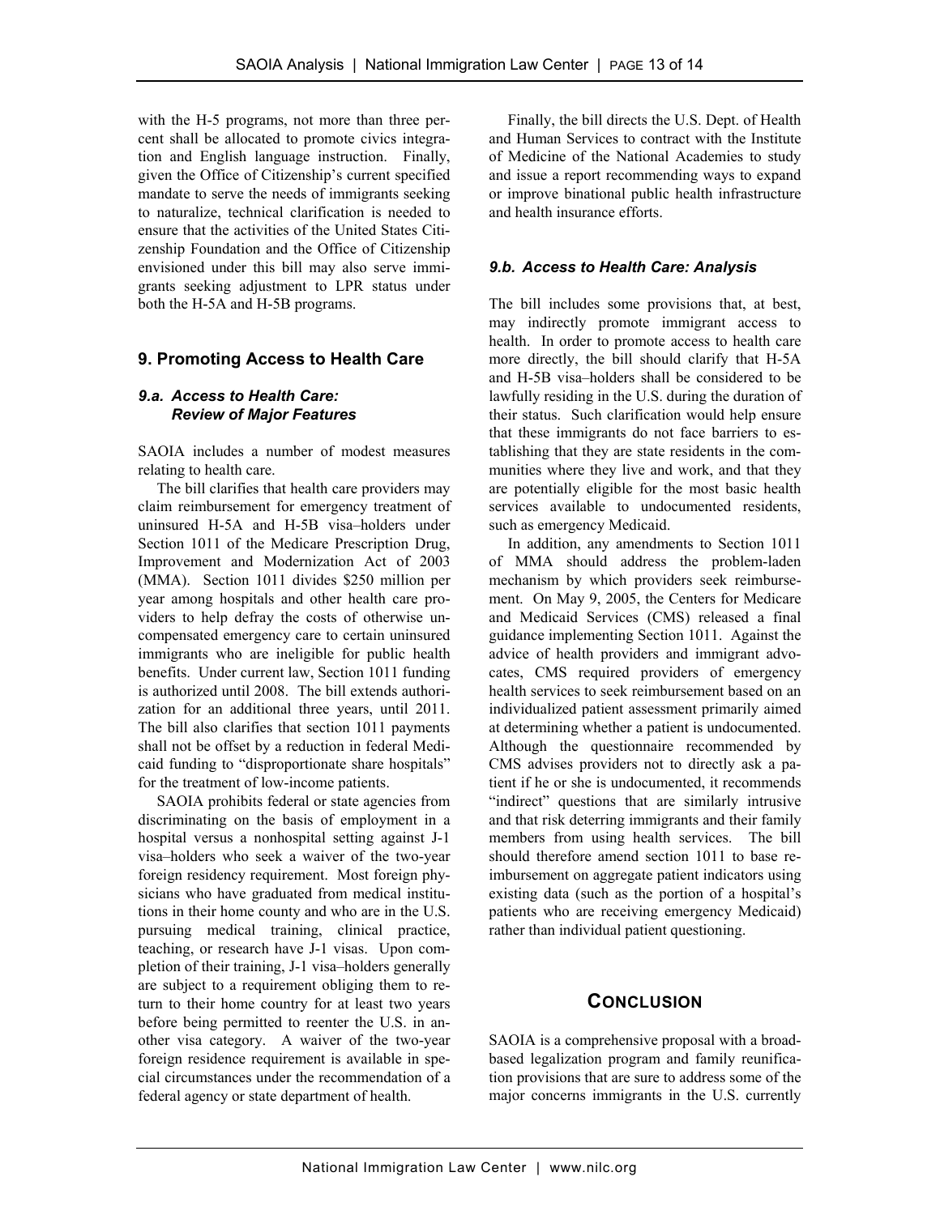with the H-5 programs, not more than three percent shall be allocated to promote civics integration and English language instruction. Finally, given the Office of Citizenship's current specified mandate to serve the needs of immigrants seeking to naturalize, technical clarification is needed to ensure that the activities of the United States Citizenship Foundation and the Office of Citizenship envisioned under this bill may also serve immigrants seeking adjustment to LPR status under both the H-5A and H-5B programs.

## 9. Promoting Access to Health Care

### *9.a. Access to Health Care: Review of Major Features*

SAOIA includes a number of modest measures relating to health care.

The bill clarifies that health care providers may claim reimbursement for emergency treatment of uninsured H-5A and H-5B visa–holders under Section 1011 of the Medicare Prescription Drug, Improvement and Modernization Act of 2003 (MMA). Section 1011 divides $250 million per year among hospitals and other health care providers to help defray the costs of otherwise uncompensated emergency care to certain uninsured immigrants who are ineligible for public health benefits. Under current law, Section 1011 funding is authorized until 2008. The bill extends authorization for an additional three years, until 2011. The bill also clarifies that section 1011 payments shall not be offset by a reduction in federal Medicaid funding to "disproportionate share hospitals" for the treatment of low-income patients.

SAOIA prohibits federal or state agencies from discriminating on the basis of employment in a hospital versus a nonhospital setting against J-1 visa–holders who seek a waiver of the two-year foreign residency requirement. Most foreign physicians who have graduated from medical institutions in their home county and who are in the U.S. pursuing medical training, clinical practice, teaching, or research have J-1 visas. Upon completion of their training, J-1 visa–holders generally are subject to a requirement obliging them to return to their home country for at least two years before being permitted to reenter the U.S. in another visa category. A waiver of the two-year foreign residence requirement is available in special circumstances under the recommendation of a federal agency or state department of health.

Finally, the bill directs the U.S. Dept. of Health and Human Services to contract with the Institute of Medicine of the National Academies to study and issue a report recommending ways to expand or improve binational public health infrastructure and health insurance efforts.

### *9.b. Access to Health Care: Analysis*

The bill includes some provisions that, at best, may indirectly promote immigrant access to health. In order to promote access to health care more directly, the bill should clarify that H-5A and H-5B visa–holders shall be considered to be lawfully residing in the U.S. during the duration of their status. Such clarification would help ensure that these immigrants do not face barriers to establishing that they are state residents in the communities where they live and work, and that they are potentially eligible for the most basic health services available to undocumented residents, such as emergency Medicaid.

In addition, any amendments to Section 1011 of MMA should address the problem-laden mechanism by which providers seek reimbursement. On May 9, 2005, the Centers for Medicare and Medicaid Services (CMS) released a final guidance implementing Section 1011. Against the advice of health providers and immigrant advocates, CMS required providers of emergency health services to seek reimbursement based on an individualized patient assessment primarily aimed at determining whether a patient is undocumented. Although the questionnaire recommended by CMS advises providers not to directly ask a patient if he or she is undocumented, it recommends "indirect" questions that are similarly intrusive and that risk deterring immigrants and their family members from using health services. The bill should therefore amend section 1011 to base reimbursement on aggregate patient indicators using existing data (such as the portion of a hospital's patients who are receiving emergency Medicaid) rather than individual patient questioning.

## Conclusion

SAOIA is a comprehensive proposal with a broad-based legalization program and family reunification provisions that are sure to address some of the major concerns immigrants in the U.S. currently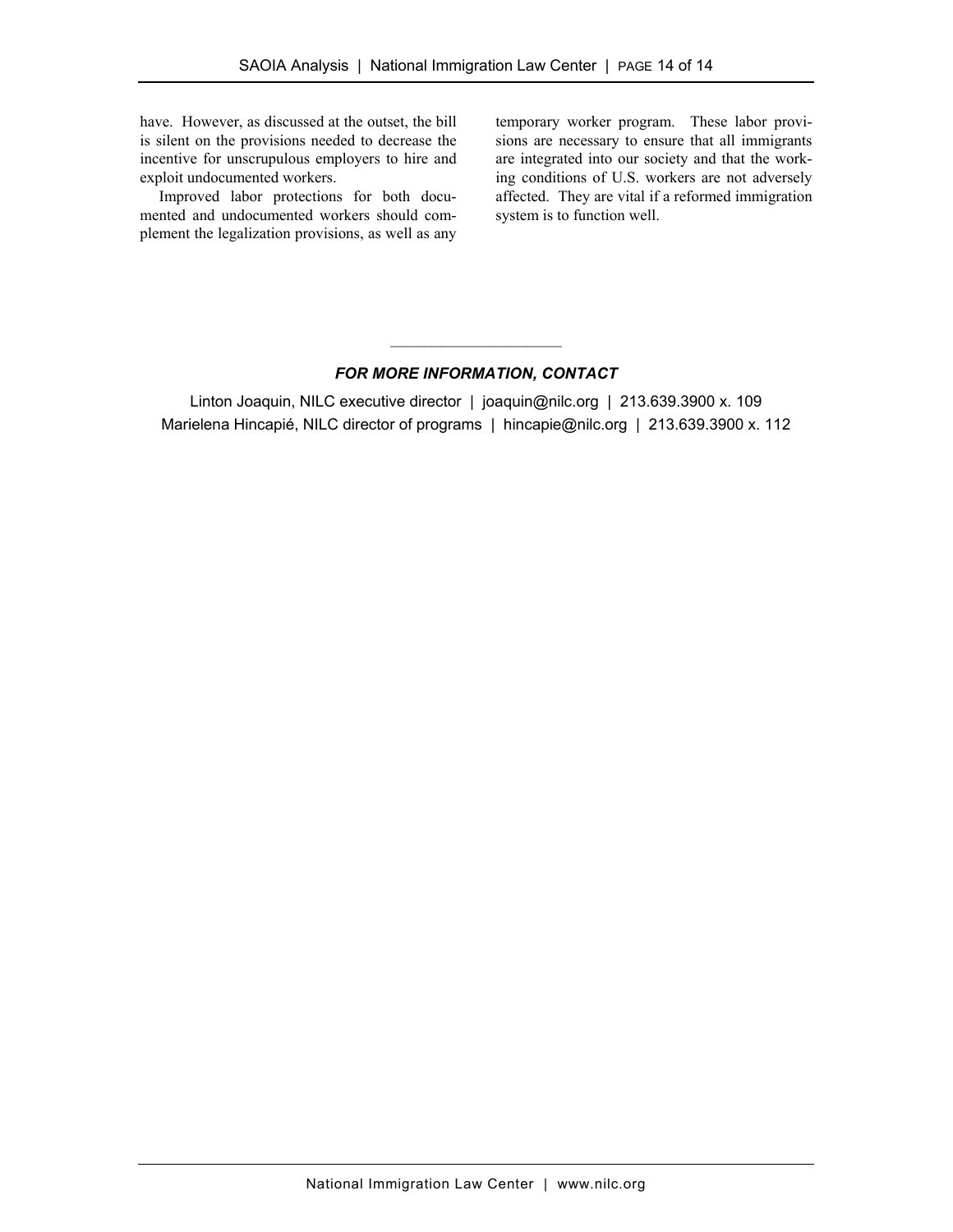have. However, as discussed at the outset, the bill is silent on the provisions needed to decrease the incentive for unscrupulous employers to hire and exploit undocumented workers.

Improved labor protections for both documented and undocumented workers should complement the legalization provisions, as well as any temporary worker program. These labor provisions are necessary to ensure that all immigrants are integrated into our society and that the working conditions of U.S. workers are not adversely affected. They are vital if a reformed immigration system is to function well.

---

***FOR MORE INFORMATION, CONTACT***

Linton Joaquin, NILC executive director | joaquin@nilc.org | 213.639.3900 x. 109
Marielena Hincapié, NILC director of programs | hincapie@nilc.org | 213.639.3900 x. 112